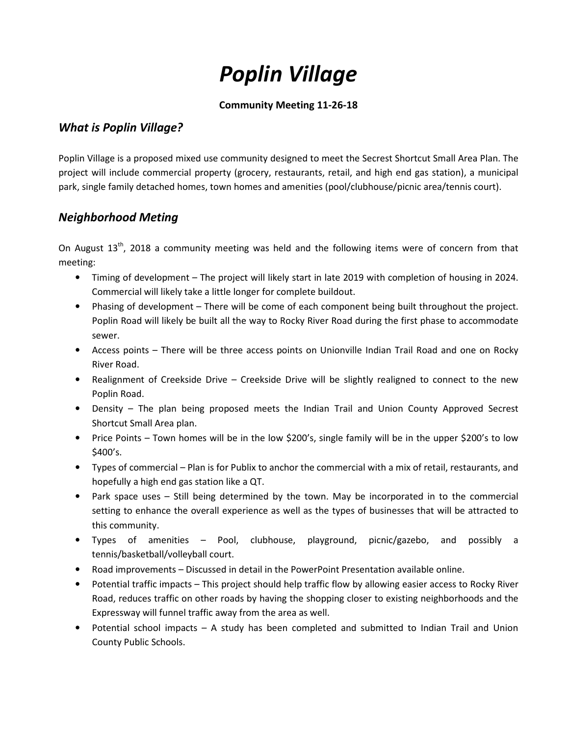# *Poplin Village*

**Community Meeting 11-26-18**

## *What is Poplin Village?*

Poplin Village is a proposed mixed use community designed to meet the Secrest Shortcut Small Area Plan. The project will include commercial property (grocery, restaurants, retail, and high end gas station), a municipal park, single family detached homes, town homes and amenities (pool/clubhouse/picnic area/tennis court).

## *Neighborhood Meting*

On August 13th, 2018 a community meeting was held and the following items were of concern from that meeting:

- Timing of development – The project will likely start in late 2019 with completion of housing in 2024. Commercial will likely take a little longer for complete buildout.
- Phasing of development – There will be come of each component being built throughout the project. Poplin Road will likely be built all the way to Rocky River Road during the first phase to accommodate sewer.
- Access points – There will be three access points on Unionville Indian Trail Road and one on Rocky River Road.
- Realignment of Creekside Drive – Creekside Drive will be slightly realigned to connect to the new Poplin Road.
- Density – The plan being proposed meets the Indian Trail and Union County Approved Secrest Shortcut Small Area plan.
- Price Points – Town homes will be in the low $200's, single family will be in the upper $200's to low $400's.
- Types of commercial – Plan is for Publix to anchor the commercial with a mix of retail, restaurants, and hopefully a high end gas station like a QT.
- Park space uses – Still being determined by the town. May be incorporated in to the commercial setting to enhance the overall experience as well as the types of businesses that will be attracted to this community.
- Types of amenities – Pool, clubhouse, playground, picnic/gazebo, and possibly a tennis/basketball/volleyball court.
- Road improvements – Discussed in detail in the PowerPoint Presentation available online.
- Potential traffic impacts – This project should help traffic flow by allowing easier access to Rocky River Road, reduces traffic on other roads by having the shopping closer to existing neighborhoods and the Expressway will funnel traffic away from the area as well.
- Potential school impacts – A study has been completed and submitted to Indian Trail and Union County Public Schools.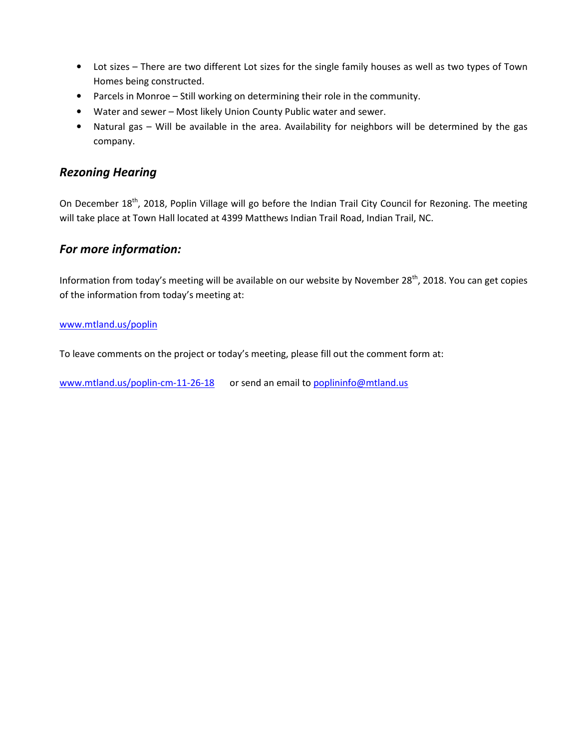- Lot sizes – There are two different Lot sizes for the single family houses as well as two types of Town Homes being constructed.
- Parcels in Monroe – Still working on determining their role in the community.
- Water and sewer – Most likely Union County Public water and sewer.
- Natural gas – Will be available in the area. Availability for neighbors will be determined by the gas company.

## *Rezoning Hearing*

On December 18th, 2018, Poplin Village will go before the Indian Trail City Council for Rezoning. The meeting will take place at Town Hall located at 4399 Matthews Indian Trail Road, Indian Trail, NC.

## *For more information:*

Information from today's meeting will be available on our website by November 28th, 2018. You can get copies of the information from today's meeting at:

www.mtland.us/poplin

To leave comments on the project or today's meeting, please fill out the comment form at:

www.mtland.us/poplin-cm-11-26-18 or send an email to poplininfo@mtland.us